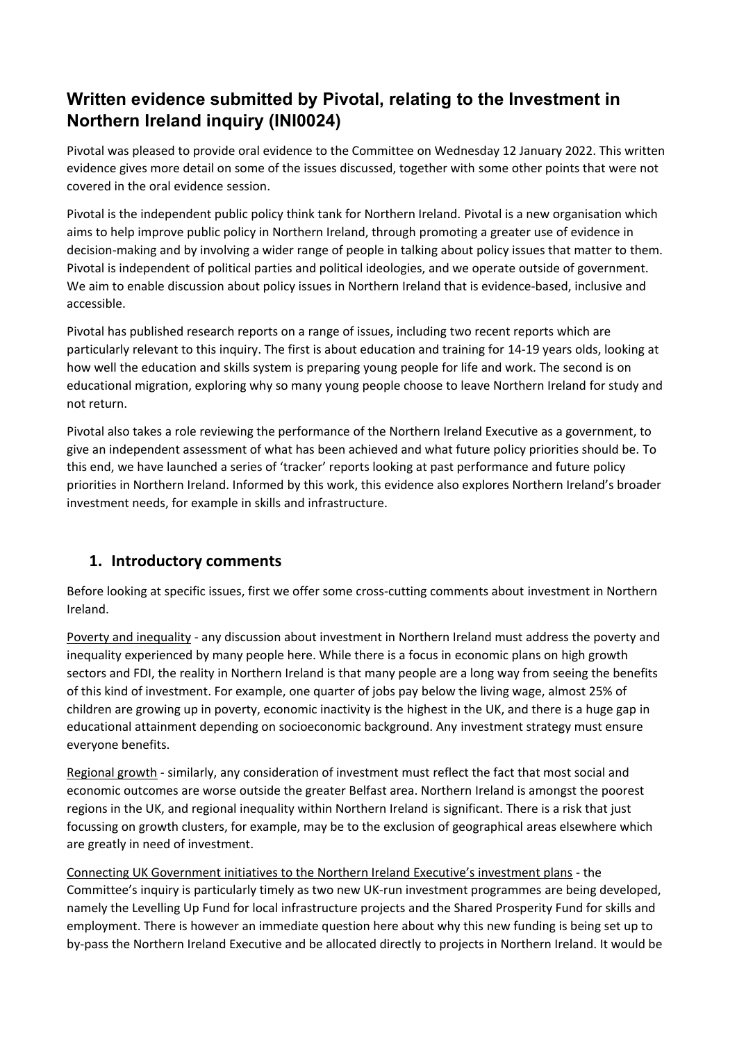# Written evidence submitted by Pivotal, relating to the Investment in Northern Ireland inquiry (INI0024)

Pivotal was pleased to provide oral evidence to the Committee on Wednesday 12 January 2022. This written evidence gives more detail on some of the issues discussed, together with some other points that were not covered in the oral evidence session.

Pivotal is the independent public policy think tank for Northern Ireland. Pivotal is a new organisation which aims to help improve public policy in Northern Ireland, through promoting a greater use of evidence in decision-making and by involving a wider range of people in talking about policy issues that matter to them. Pivotal is independent of political parties and political ideologies, and we operate outside of government. We aim to enable discussion about policy issues in Northern Ireland that is evidence-based, inclusive and accessible.

Pivotal has published research reports on a range of issues, including two recent reports which are particularly relevant to this inquiry. The first is about education and training for 14-19 years olds, looking at how well the education and skills system is preparing young people for life and work. The second is on educational migration, exploring why so many young people choose to leave Northern Ireland for study and not return.

Pivotal also takes a role reviewing the performance of the Northern Ireland Executive as a government, to give an independent assessment of what has been achieved and what future policy priorities should be. To this end, we have launched a series of 'tracker' reports looking at past performance and future policy priorities in Northern Ireland. Informed by this work, this evidence also explores Northern Ireland's broader investment needs, for example in skills and infrastructure.

## 1. Introductory comments

Before looking at specific issues, first we offer some cross-cutting comments about investment in Northern Ireland.

<u>Poverty and inequality</u> - any discussion about investment in Northern Ireland must address the poverty and inequality experienced by many people here. While there is a focus in economic plans on high growth sectors and FDI, the reality in Northern Ireland is that many people are a long way from seeing the benefits of this kind of investment. For example, one quarter of jobs pay below the living wage, almost 25% of children are growing up in poverty, economic inactivity is the highest in the UK, and there is a huge gap in educational attainment depending on socioeconomic background. Any investment strategy must ensure everyone benefits.

<u>Regional growth</u> - similarly, any consideration of investment must reflect the fact that most social and economic outcomes are worse outside the greater Belfast area. Northern Ireland is amongst the poorest regions in the UK, and regional inequality within Northern Ireland is significant. There is a risk that just focussing on growth clusters, for example, may be to the exclusion of geographical areas elsewhere which are greatly in need of investment.

<u>Connecting UK Government initiatives to the Northern Ireland Executive's investment plans</u> - the Committee's inquiry is particularly timely as two new UK-run investment programmes are being developed, namely the Levelling Up Fund for local infrastructure projects and the Shared Prosperity Fund for skills and employment. There is however an immediate question here about why this new funding is being set up to by-pass the Northern Ireland Executive and be allocated directly to projects in Northern Ireland. It would be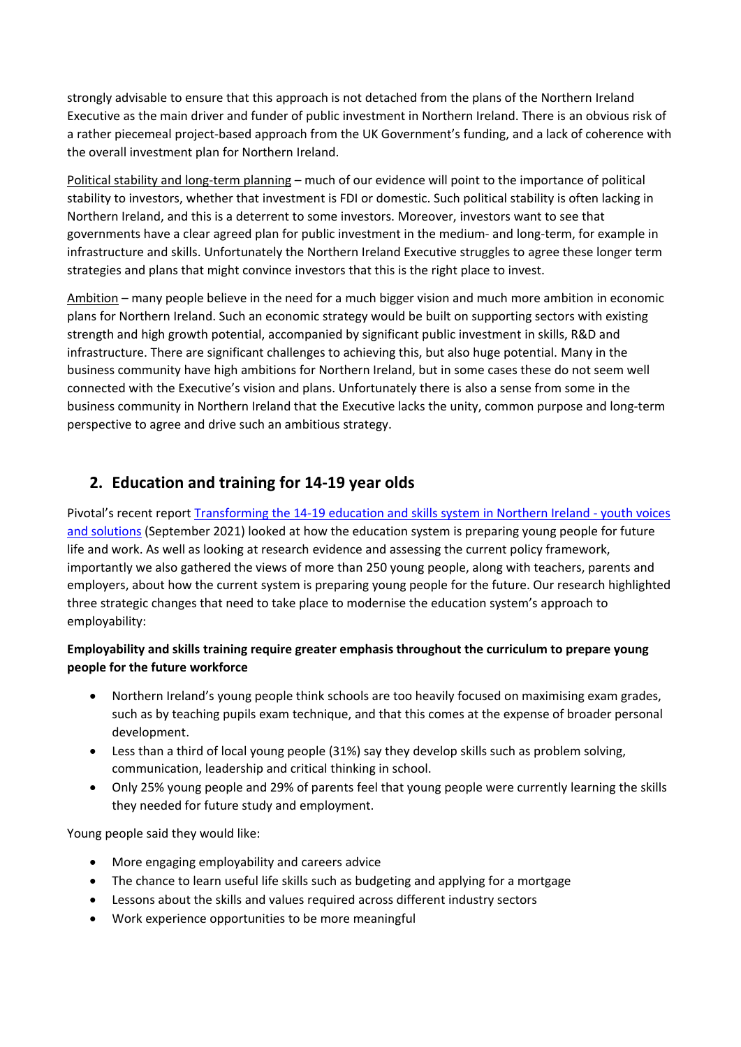strongly advisable to ensure that this approach is not detached from the plans of the Northern Ireland Executive as the main driver and funder of public investment in Northern Ireland. There is an obvious risk of a rather piecemeal project-based approach from the UK Government's funding, and a lack of coherence with the overall investment plan for Northern Ireland.

Political stability and long-term planning – much of our evidence will point to the importance of political stability to investors, whether that investment is FDI or domestic. Such political stability is often lacking in Northern Ireland, and this is a deterrent to some investors. Moreover, investors want to see that governments have a clear agreed plan for public investment in the medium- and long-term, for example in infrastructure and skills. Unfortunately the Northern Ireland Executive struggles to agree these longer term strategies and plans that might convince investors that this is the right place to invest.

Ambition – many people believe in the need for a much bigger vision and much more ambition in economic plans for Northern Ireland. Such an economic strategy would be built on supporting sectors with existing strength and high growth potential, accompanied by significant public investment in skills, R&D and infrastructure. There are significant challenges to achieving this, but also huge potential. Many in the business community have high ambitions for Northern Ireland, but in some cases these do not seem well connected with the Executive's vision and plans. Unfortunately there is also a sense from some in the business community in Northern Ireland that the Executive lacks the unity, common purpose and long-term perspective to agree and drive such an ambitious strategy.

## 2. Education and training for 14-19 year olds

Pivotal's recent report [Transforming the 14-19 education and skills system in Northern Ireland - youth voices and solutions]() (September 2021) looked at how the education system is preparing young people for future life and work. As well as looking at research evidence and assessing the current policy framework, importantly we also gathered the views of more than 250 young people, along with teachers, parents and employers, about how the current system is preparing young people for the future. Our research highlighted three strategic changes that need to take place to modernise the education system's approach to employability:

**Employability and skills training require greater emphasis throughout the curriculum to prepare young people for the future workforce**

- Northern Ireland's young people think schools are too heavily focused on maximising exam grades, such as by teaching pupils exam technique, and that this comes at the expense of broader personal development.
- Less than a third of local young people (31%) say they develop skills such as problem solving, communication, leadership and critical thinking in school.
- Only 25% young people and 29% of parents feel that young people were currently learning the skills they needed for future study and employment.

Young people said they would like:

- More engaging employability and careers advice
- The chance to learn useful life skills such as budgeting and applying for a mortgage
- Lessons about the skills and values required across different industry sectors
- Work experience opportunities to be more meaningful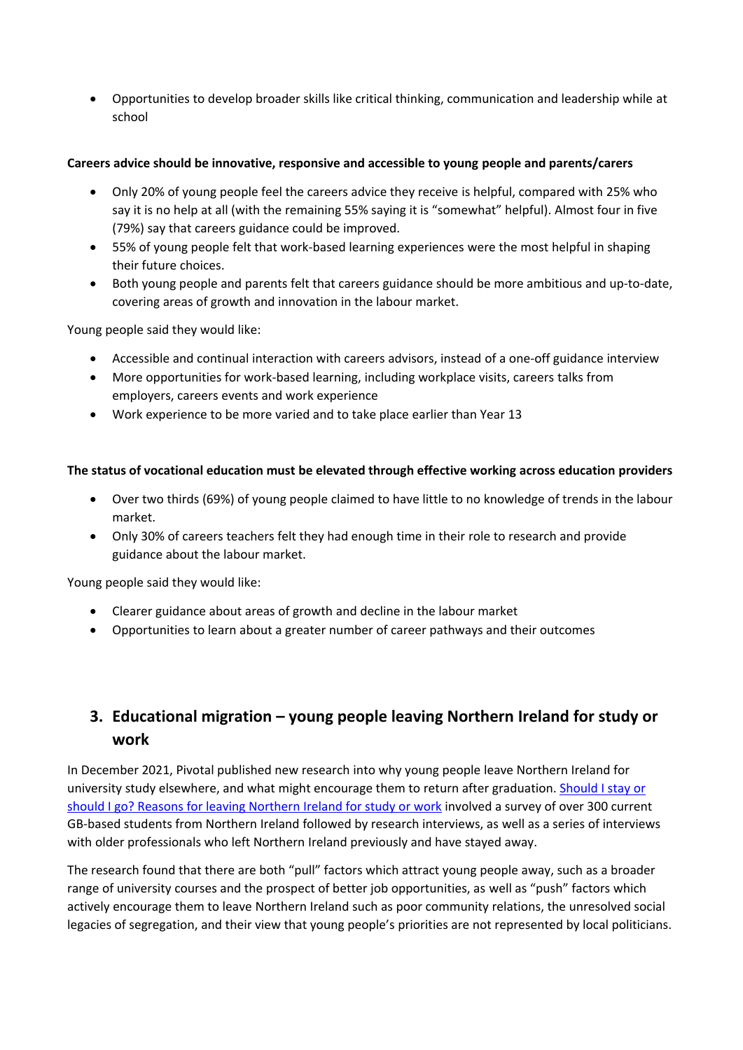- Opportunities to develop broader skills like critical thinking, communication and leadership while at school

**Careers advice should be innovative, responsive and accessible to young people and parents/carers**

- Only 20% of young people feel the careers advice they receive is helpful, compared with 25% who say it is no help at all (with the remaining 55% saying it is "somewhat" helpful). Almost four in five (79%) say that careers guidance could be improved.
- 55% of young people felt that work-based learning experiences were the most helpful in shaping their future choices.
- Both young people and parents felt that careers guidance should be more ambitious and up-to-date, covering areas of growth and innovation in the labour market.

Young people said they would like:

- Accessible and continual interaction with careers advisors, instead of a one-off guidance interview
- More opportunities for work-based learning, including workplace visits, careers talks from employers, careers events and work experience
- Work experience to be more varied and to take place earlier than Year 13

**The status of vocational education must be elevated through effective working across education providers**

- Over two thirds (69%) of young people claimed to have little to no knowledge of trends in the labour market.
- Only 30% of careers teachers felt they had enough time in their role to research and provide guidance about the labour market.

Young people said they would like:

- Clearer guidance about areas of growth and decline in the labour market
- Opportunities to learn about a greater number of career pathways and their outcomes

## 3. Educational migration – young people leaving Northern Ireland for study or work

In December 2021, Pivotal published new research into why young people leave Northern Ireland for university study elsewhere, and what might encourage them to return after graduation. Should I stay or should I go? Reasons for leaving Northern Ireland for study or work involved a survey of over 300 current GB-based students from Northern Ireland followed by research interviews, as well as a series of interviews with older professionals who left Northern Ireland previously and have stayed away.

The research found that there are both "pull" factors which attract young people away, such as a broader range of university courses and the prospect of better job opportunities, as well as "push" factors which actively encourage them to leave Northern Ireland such as poor community relations, the unresolved social legacies of segregation, and their view that young people's priorities are not represented by local politicians.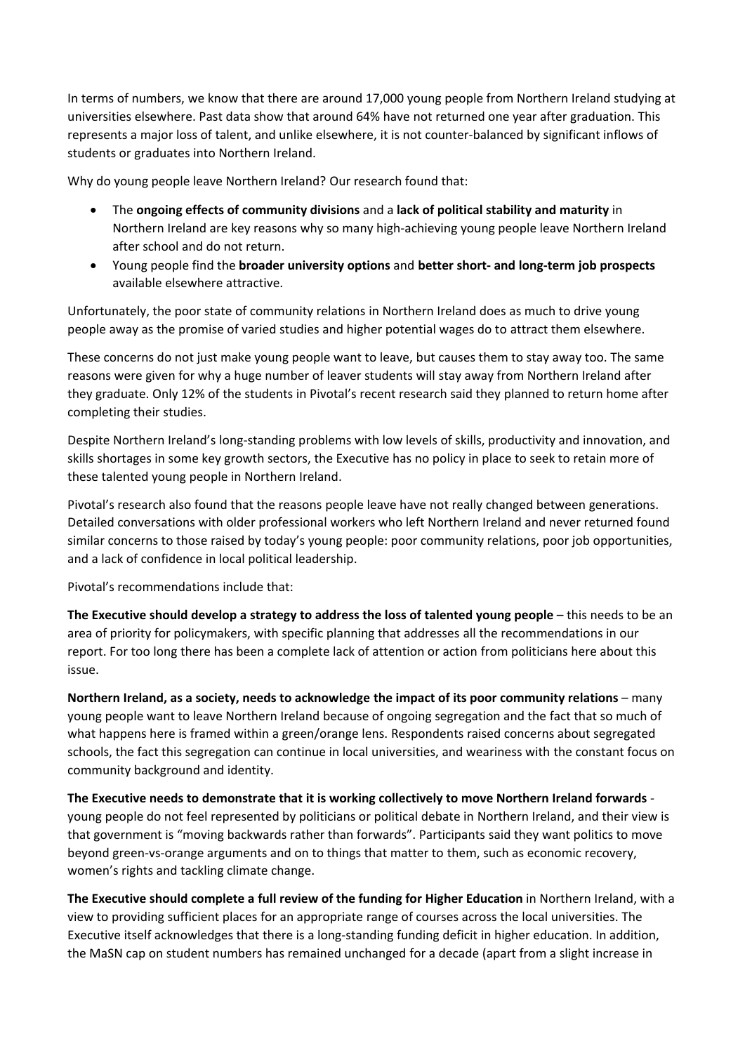In terms of numbers, we know that there are around 17,000 young people from Northern Ireland studying at universities elsewhere. Past data show that around 64% have not returned one year after graduation. This represents a major loss of talent, and unlike elsewhere, it is not counter-balanced by significant inflows of students or graduates into Northern Ireland.

Why do young people leave Northern Ireland? Our research found that:

- The **ongoing effects of community divisions** and a **lack of political stability and maturity** in Northern Ireland are key reasons why so many high-achieving young people leave Northern Ireland after school and do not return.
- Young people find the **broader university options** and **better short- and long-term job prospects** available elsewhere attractive.

Unfortunately, the poor state of community relations in Northern Ireland does as much to drive young people away as the promise of varied studies and higher potential wages do to attract them elsewhere.

These concerns do not just make young people want to leave, but causes them to stay away too. The same reasons were given for why a huge number of leaver students will stay away from Northern Ireland after they graduate. Only 12% of the students in Pivotal's recent research said they planned to return home after completing their studies.

Despite Northern Ireland's long-standing problems with low levels of skills, productivity and innovation, and skills shortages in some key growth sectors, the Executive has no policy in place to seek to retain more of these talented young people in Northern Ireland.

Pivotal's research also found that the reasons people leave have not really changed between generations. Detailed conversations with older professional workers who left Northern Ireland and never returned found similar concerns to those raised by today's young people: poor community relations, poor job opportunities, and a lack of confidence in local political leadership.

Pivotal's recommendations include that:

**The Executive should develop a strategy to address the loss of talented young people** – this needs to be an area of priority for policymakers, with specific planning that addresses all the recommendations in our report. For too long there has been a complete lack of attention or action from politicians here about this issue.

**Northern Ireland, as a society, needs to acknowledge the impact of its poor community relations** – many young people want to leave Northern Ireland because of ongoing segregation and the fact that so much of what happens here is framed within a green/orange lens. Respondents raised concerns about segregated schools, the fact this segregation can continue in local universities, and weariness with the constant focus on community background and identity.

**The Executive needs to demonstrate that it is working collectively to move Northern Ireland forwards** - young people do not feel represented by politicians or political debate in Northern Ireland, and their view is that government is "moving backwards rather than forwards". Participants said they want politics to move beyond green-vs-orange arguments and on to things that matter to them, such as economic recovery, women's rights and tackling climate change.

**The Executive should complete a full review of the funding for Higher Education** in Northern Ireland, with a view to providing sufficient places for an appropriate range of courses across the local universities. The Executive itself acknowledges that there is a long-standing funding deficit in higher education. In addition, the MaSN cap on student numbers has remained unchanged for a decade (apart from a slight increase in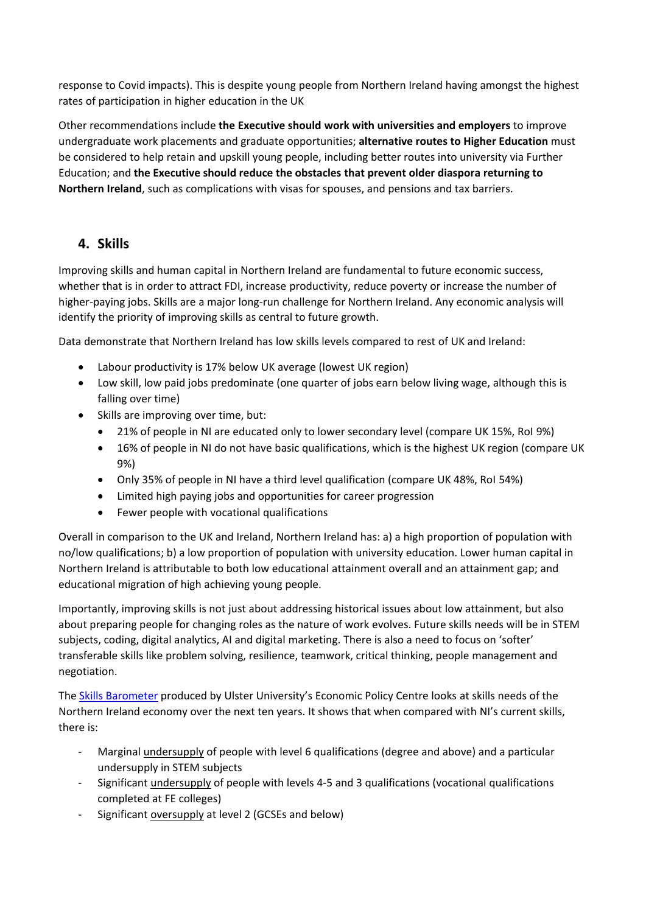response to Covid impacts). This is despite young people from Northern Ireland having amongst the highest rates of participation in higher education in the UK

Other recommendations include **the Executive should work with universities and employers** to improve undergraduate work placements and graduate opportunities; **alternative routes to Higher Education** must be considered to help retain and upskill young people, including better routes into university via Further Education; and **the Executive should reduce the obstacles that prevent older diaspora returning to Northern Ireland**, such as complications with visas for spouses, and pensions and tax barriers.

## 4. Skills

Improving skills and human capital in Northern Ireland are fundamental to future economic success, whether that is in order to attract FDI, increase productivity, reduce poverty or increase the number of higher-paying jobs. Skills are a major long-run challenge for Northern Ireland. Any economic analysis will identify the priority of improving skills as central to future growth.

Data demonstrate that Northern Ireland has low skills levels compared to rest of UK and Ireland:

- Labour productivity is 17% below UK average (lowest UK region)
- Low skill, low paid jobs predominate (one quarter of jobs earn below living wage, although this is falling over time)
- Skills are improving over time, but:
  - 21% of people in NI are educated only to lower secondary level (compare UK 15%, RoI 9%)
  - 16% of people in NI do not have basic qualifications, which is the highest UK region (compare UK 9%)
  - Only 35% of people in NI have a third level qualification (compare UK 48%, RoI 54%)
  - Limited high paying jobs and opportunities for career progression
  - Fewer people with vocational qualifications

Overall in comparison to the UK and Ireland, Northern Ireland has: a) a high proportion of population with no/low qualifications; b) a low proportion of population with university education. Lower human capital in Northern Ireland is attributable to both low educational attainment overall and an attainment gap; and educational migration of high achieving young people.

Importantly, improving skills is not just about addressing historical issues about low attainment, but also about preparing people for changing roles as the nature of work evolves. Future skills needs will be in STEM subjects, coding, digital analytics, AI and digital marketing. There is also a need to focus on 'softer' transferable skills like problem solving, resilience, teamwork, critical thinking, people management and negotiation.

The Skills Barometer produced by Ulster University's Economic Policy Centre looks at skills needs of the Northern Ireland economy over the next ten years. It shows that when compared with NI's current skills, there is:

- Marginal undersupply of people with level 6 qualifications (degree and above) and a particular undersupply in STEM subjects
- Significant undersupply of people with levels 4-5 and 3 qualifications (vocational qualifications completed at FE colleges)
- Significant oversupply at level 2 (GCSEs and below)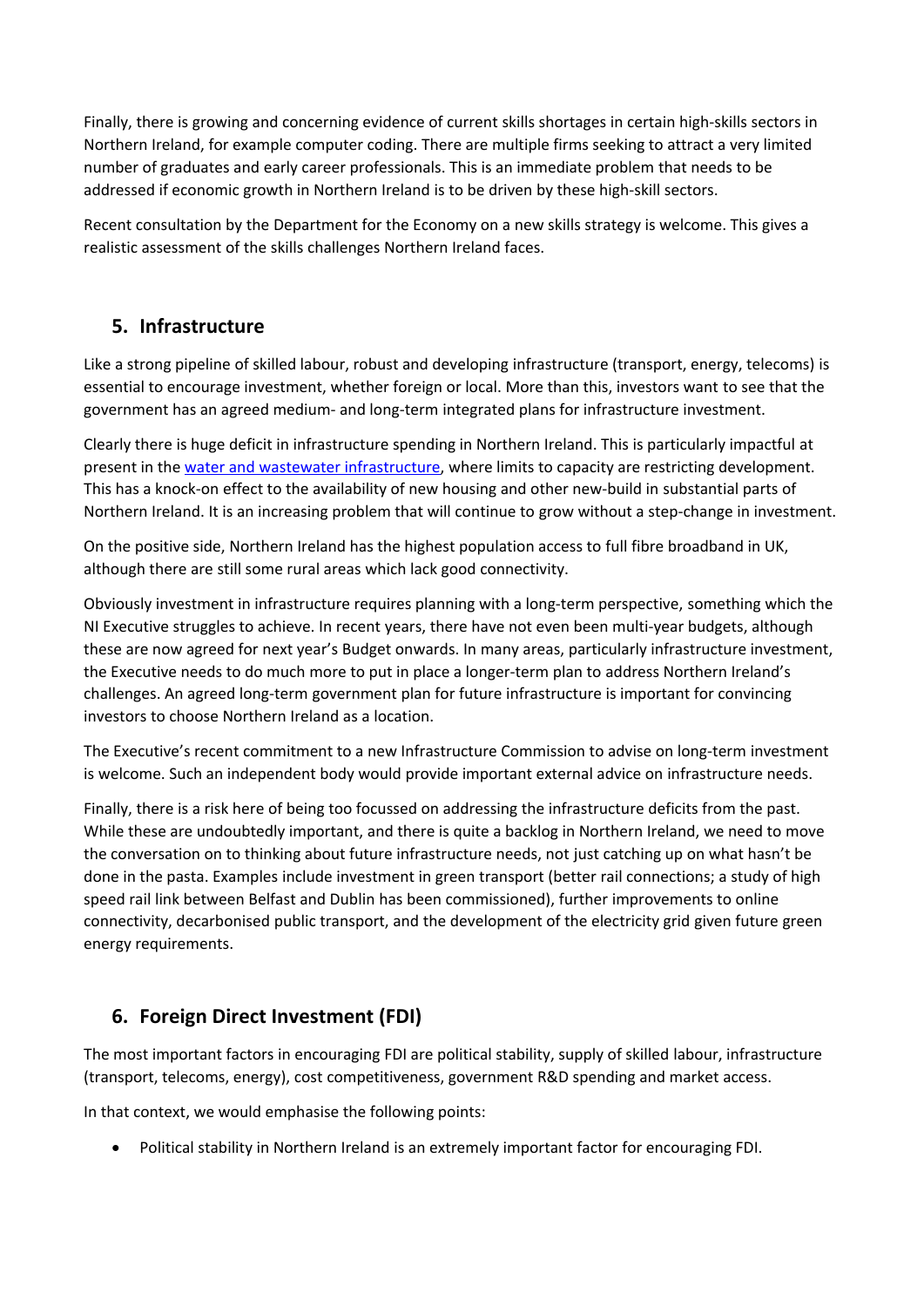Finally, there is growing and concerning evidence of current skills shortages in certain high-skills sectors in Northern Ireland, for example computer coding. There are multiple firms seeking to attract a very limited number of graduates and early career professionals. This is an immediate problem that needs to be addressed if economic growth in Northern Ireland is to be driven by these high-skill sectors.

Recent consultation by the Department for the Economy on a new skills strategy is welcome. This gives a realistic assessment of the skills challenges Northern Ireland faces.

## 5. Infrastructure

Like a strong pipeline of skilled labour, robust and developing infrastructure (transport, energy, telecoms) is essential to encourage investment, whether foreign or local. More than this, investors want to see that the government has an agreed medium- and long-term integrated plans for infrastructure investment.

Clearly there is huge deficit in infrastructure spending in Northern Ireland. This is particularly impactful at present in the water and wastewater infrastructure, where limits to capacity are restricting development. This has a knock-on effect to the availability of new housing and other new-build in substantial parts of Northern Ireland. It is an increasing problem that will continue to grow without a step-change in investment.

On the positive side, Northern Ireland has the highest population access to full fibre broadband in UK, although there are still some rural areas which lack good connectivity.

Obviously investment in infrastructure requires planning with a long-term perspective, something which the NI Executive struggles to achieve. In recent years, there have not even been multi-year budgets, although these are now agreed for next year's Budget onwards. In many areas, particularly infrastructure investment, the Executive needs to do much more to put in place a longer-term plan to address Northern Ireland's challenges. An agreed long-term government plan for future infrastructure is important for convincing investors to choose Northern Ireland as a location.

The Executive's recent commitment to a new Infrastructure Commission to advise on long-term investment is welcome. Such an independent body would provide important external advice on infrastructure needs.

Finally, there is a risk here of being too focussed on addressing the infrastructure deficits from the past. While these are undoubtedly important, and there is quite a backlog in Northern Ireland, we need to move the conversation on to thinking about future infrastructure needs, not just catching up on what hasn't be done in the pasta. Examples include investment in green transport (better rail connections; a study of high speed rail link between Belfast and Dublin has been commissioned), further improvements to online connectivity, decarbonised public transport, and the development of the electricity grid given future green energy requirements.

## 6. Foreign Direct Investment (FDI)

The most important factors in encouraging FDI are political stability, supply of skilled labour, infrastructure (transport, telecoms, energy), cost competitiveness, government R&D spending and market access.

In that context, we would emphasise the following points:

- Political stability in Northern Ireland is an extremely important factor for encouraging FDI.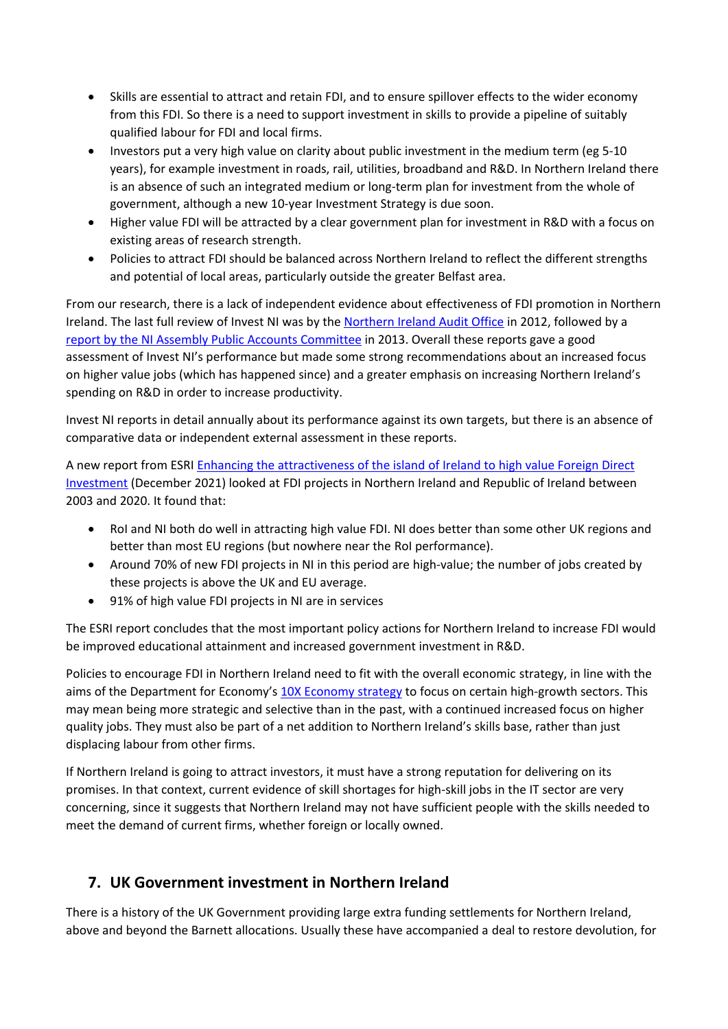- Skills are essential to attract and retain FDI, and to ensure spillover effects to the wider economy from this FDI. So there is a need to support investment in skills to provide a pipeline of suitably qualified labour for FDI and local firms.
- Investors put a very high value on clarity about public investment in the medium term (eg 5-10 years), for example investment in roads, rail, utilities, broadband and R&D. In Northern Ireland there is an absence of such an integrated medium or long-term plan for investment from the whole of government, although a new 10-year Investment Strategy is due soon.
- Higher value FDI will be attracted by a clear government plan for investment in R&D with a focus on existing areas of research strength.
- Policies to attract FDI should be balanced across Northern Ireland to reflect the different strengths and potential of local areas, particularly outside the greater Belfast area.

From our research, there is a lack of independent evidence about effectiveness of FDI promotion in Northern Ireland. The last full review of Invest NI was by the Northern Ireland Audit Office in 2012, followed by a report by the NI Assembly Public Accounts Committee in 2013. Overall these reports gave a good assessment of Invest NI's performance but made some strong recommendations about an increased focus on higher value jobs (which has happened since) and a greater emphasis on increasing Northern Ireland's spending on R&D in order to increase productivity.

Invest NI reports in detail annually about its performance against its own targets, but there is an absence of comparative data or independent external assessment in these reports.

A new report from ESRI Enhancing the attractiveness of the island of Ireland to high value Foreign Direct Investment (December 2021) looked at FDI projects in Northern Ireland and Republic of Ireland between 2003 and 2020. It found that:

- RoI and NI both do well in attracting high value FDI. NI does better than some other UK regions and better than most EU regions (but nowhere near the RoI performance).
- Around 70% of new FDI projects in NI in this period are high-value; the number of jobs created by these projects is above the UK and EU average.
- 91% of high value FDI projects in NI are in services

The ESRI report concludes that the most important policy actions for Northern Ireland to increase FDI would be improved educational attainment and increased government investment in R&D.

Policies to encourage FDI in Northern Ireland need to fit with the overall economic strategy, in line with the aims of the Department for Economy's 10X Economy strategy to focus on certain high-growth sectors. This may mean being more strategic and selective than in the past, with a continued increased focus on higher quality jobs. They must also be part of a net addition to Northern Ireland's skills base, rather than just displacing labour from other firms.

If Northern Ireland is going to attract investors, it must have a strong reputation for delivering on its promises. In that context, current evidence of skill shortages for high-skill jobs in the IT sector are very concerning, since it suggests that Northern Ireland may not have sufficient people with the skills needed to meet the demand of current firms, whether foreign or locally owned.

## 7. UK Government investment in Northern Ireland

There is a history of the UK Government providing large extra funding settlements for Northern Ireland, above and beyond the Barnett allocations. Usually these have accompanied a deal to restore devolution, for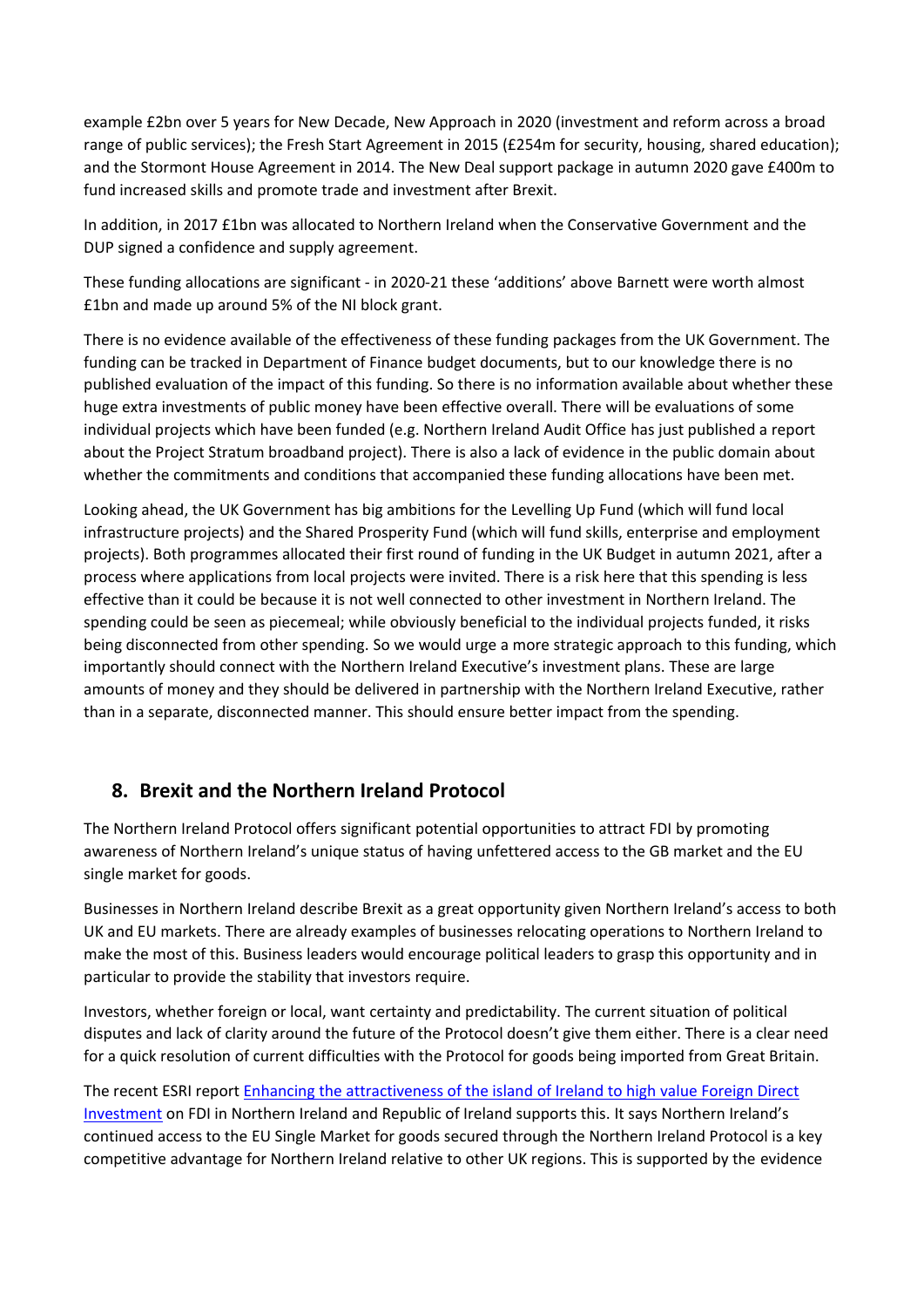example £2bn over 5 years for New Decade, New Approach in 2020 (investment and reform across a broad range of public services); the Fresh Start Agreement in 2015 (£254m for security, housing, shared education); and the Stormont House Agreement in 2014. The New Deal support package in autumn 2020 gave £400m to fund increased skills and promote trade and investment after Brexit.

In addition, in 2017 £1bn was allocated to Northern Ireland when the Conservative Government and the DUP signed a confidence and supply agreement.

These funding allocations are significant - in 2020-21 these 'additions' above Barnett were worth almost £1bn and made up around 5% of the NI block grant.

There is no evidence available of the effectiveness of these funding packages from the UK Government. The funding can be tracked in Department of Finance budget documents, but to our knowledge there is no published evaluation of the impact of this funding. So there is no information available about whether these huge extra investments of public money have been effective overall. There will be evaluations of some individual projects which have been funded (e.g. Northern Ireland Audit Office has just published a report about the Project Stratum broadband project). There is also a lack of evidence in the public domain about whether the commitments and conditions that accompanied these funding allocations have been met.

Looking ahead, the UK Government has big ambitions for the Levelling Up Fund (which will fund local infrastructure projects) and the Shared Prosperity Fund (which will fund skills, enterprise and employment projects). Both programmes allocated their first round of funding in the UK Budget in autumn 2021, after a process where applications from local projects were invited. There is a risk here that this spending is less effective than it could be because it is not well connected to other investment in Northern Ireland. The spending could be seen as piecemeal; while obviously beneficial to the individual projects funded, it risks being disconnected from other spending. So we would urge a more strategic approach to this funding, which importantly should connect with the Northern Ireland Executive's investment plans. These are large amounts of money and they should be delivered in partnership with the Northern Ireland Executive, rather than in a separate, disconnected manner. This should ensure better impact from the spending.

## 8. Brexit and the Northern Ireland Protocol

The Northern Ireland Protocol offers significant potential opportunities to attract FDI by promoting awareness of Northern Ireland's unique status of having unfettered access to the GB market and the EU single market for goods.

Businesses in Northern Ireland describe Brexit as a great opportunity given Northern Ireland's access to both UK and EU markets. There are already examples of businesses relocating operations to Northern Ireland to make the most of this. Business leaders would encourage political leaders to grasp this opportunity and in particular to provide the stability that investors require.

Investors, whether foreign or local, want certainty and predictability. The current situation of political disputes and lack of clarity around the future of the Protocol doesn't give them either. There is a clear need for a quick resolution of current difficulties with the Protocol for goods being imported from Great Britain.

The recent ESRI report [Enhancing the attractiveness of the island of Ireland to high value Foreign Direct Investment] on FDI in Northern Ireland and Republic of Ireland supports this. It says Northern Ireland's continued access to the EU Single Market for goods secured through the Northern Ireland Protocol is a key competitive advantage for Northern Ireland relative to other UK regions. This is supported by the evidence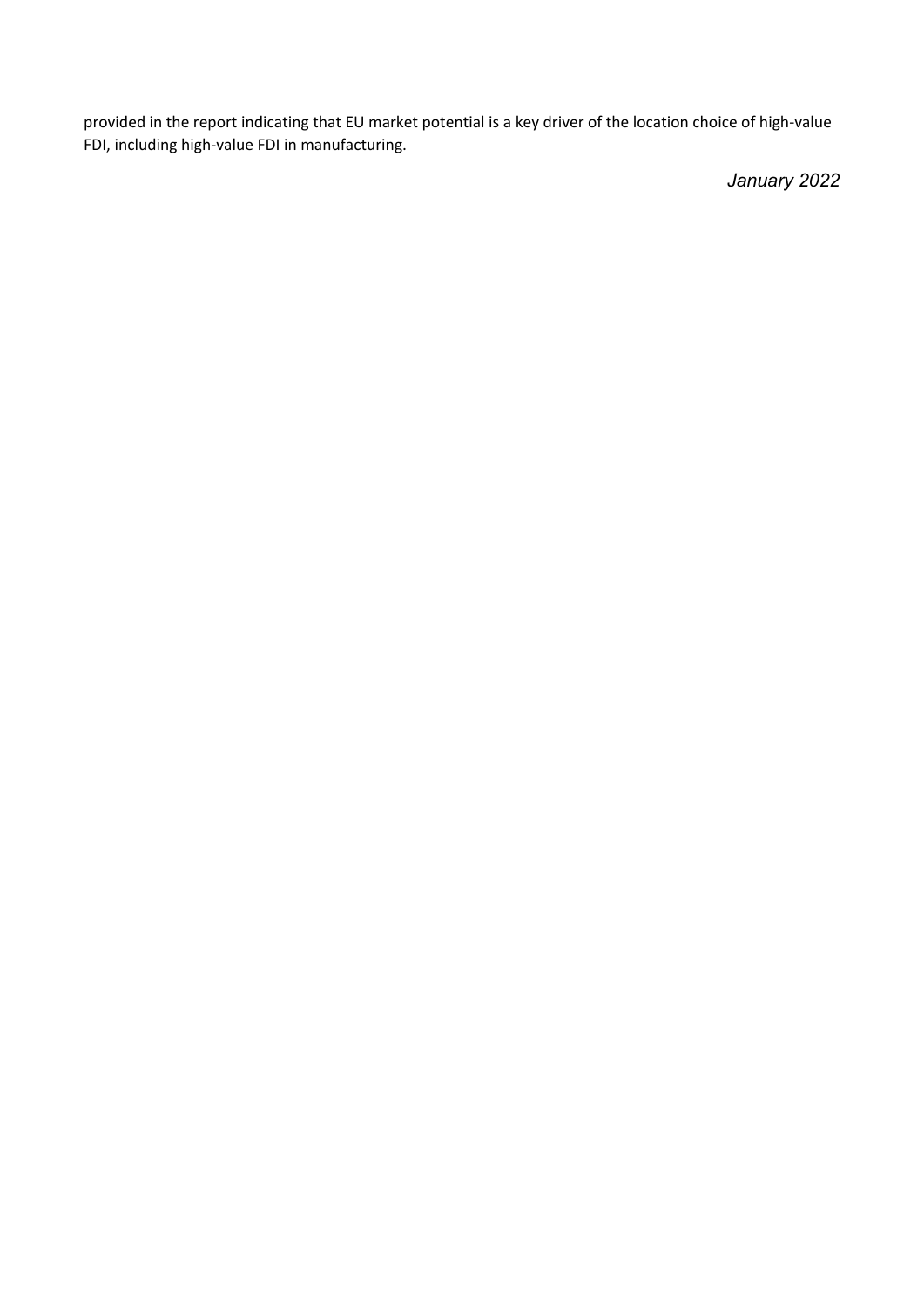provided in the report indicating that EU market potential is a key driver of the location choice of high-value FDI, including high-value FDI in manufacturing.

*January 2022*